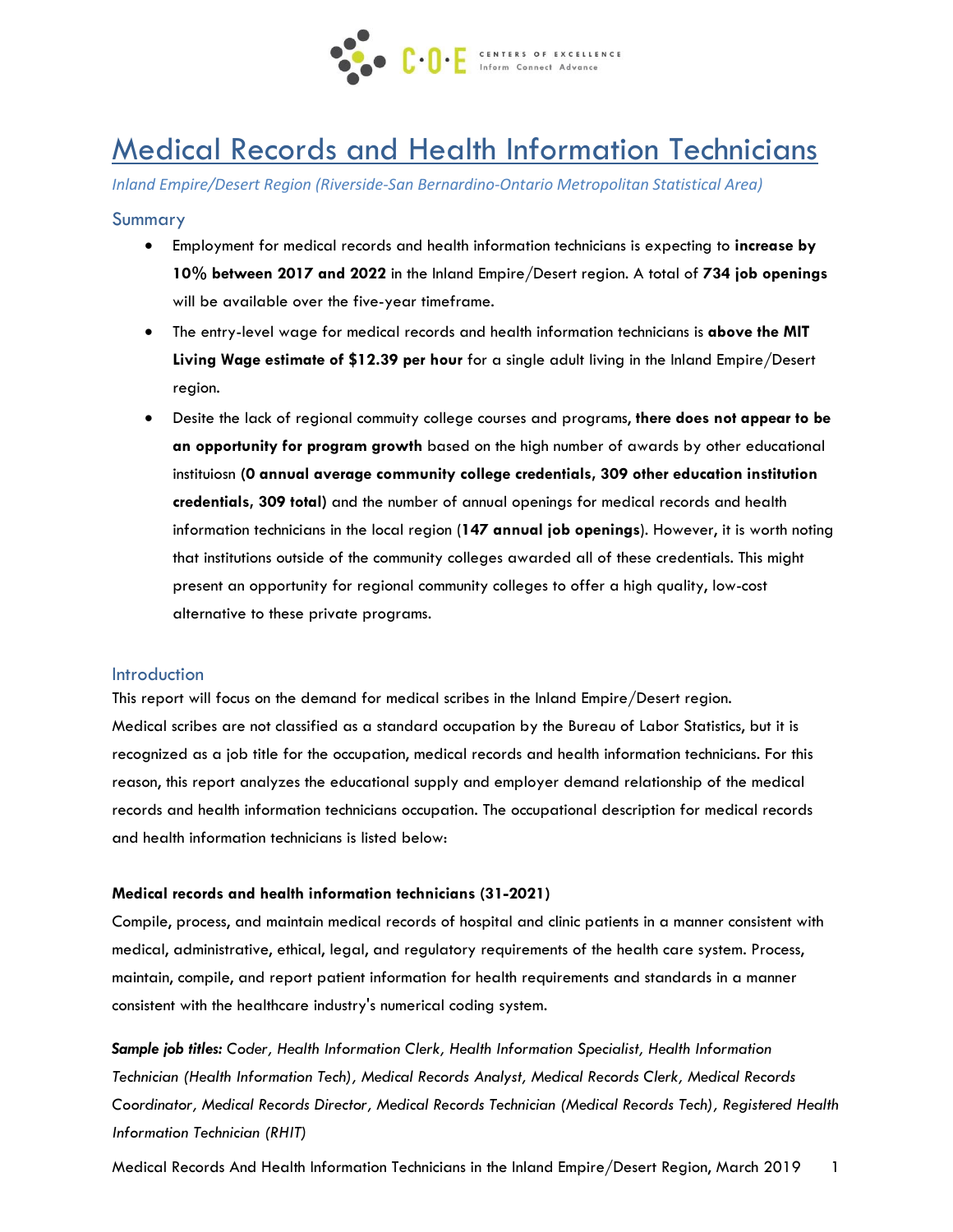# Medical Records and Health Information Technicians

*Inland Empire/Desert Region (Riverside-San Bernardino-Ontario Metropolitan Statistical Area)*

## Summary

- Employment for medical records and health information technicians is expecting to **increase by 10% between 2017 and 2022** in the Inland Empire/Desert region. A total of **734 job openings** will be available over the five-year timeframe.
- The entry-level wage for medical records and health information technicians is **above the MIT Living Wage estimate of $12.39 per hour** for a single adult living in the Inland Empire/Desert region.
- Desite the lack of regional commuity college courses and programs, **there does not appear to be an opportunity for program growth** based on the high number of awards by other educational instituiosn (**0 annual average community college credentials, 309 other education institution credentials, 309 total)** and the number of annual openings for medical records and health information technicians in the local region (**147 annual job openings**). However, it is worth noting that institutions outside of the community colleges awarded all of these credentials. This might present an opportunity for regional community colleges to offer a high quality, low-cost alternative to these private programs.

## Introduction

This report will focus on the demand for medical scribes in the Inland Empire/Desert region. Medical scribes are not classified as a standard occupation by the Bureau of Labor Statistics, but it is recognized as a job title for the occupation, medical records and health information technicians. For this reason, this report analyzes the educational supply and employer demand relationship of the medical records and health information technicians occupation. The occupational description for medical records and health information technicians is listed below:

**Medical records and health information technicians (31-2021)**

Compile, process, and maintain medical records of hospital and clinic patients in a manner consistent with medical, administrative, ethical, legal, and regulatory requirements of the health care system. Process, maintain, compile, and report patient information for health requirements and standards in a manner consistent with the healthcare industry's numerical coding system.

***Sample job titles:*** *Coder, Health Information Clerk, Health Information Specialist, Health Information Technician (Health Information Tech), Medical Records Analyst, Medical Records Clerk, Medical Records Coordinator, Medical Records Director, Medical Records Technician (Medical Records Tech), Registered Health Information Technician (RHIT)*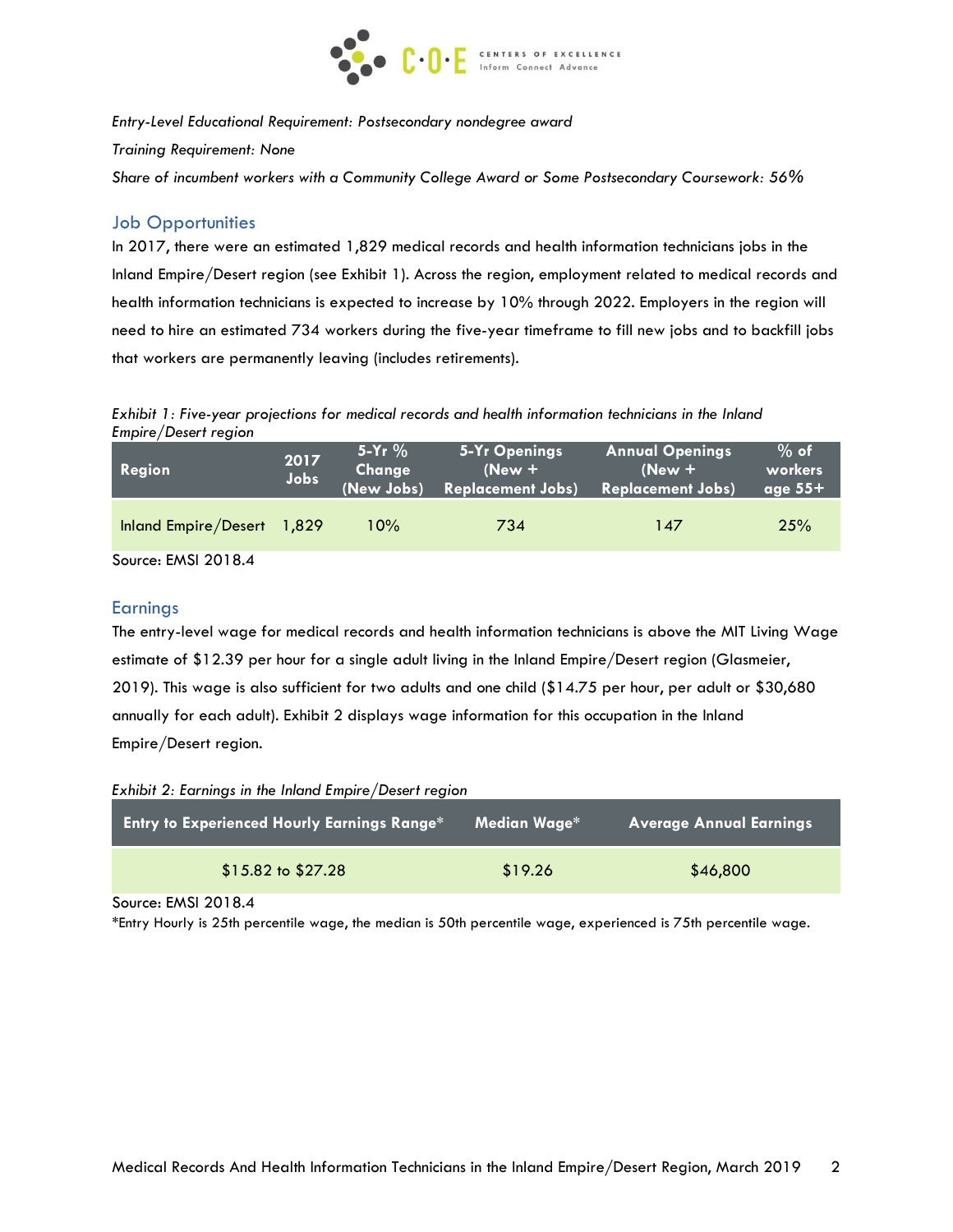*Entry-Level Educational Requirement: Postsecondary nondegree award*

*Training Requirement: None*

*Share of incumbent workers with a Community College Award or Some Postsecondary Coursework: 56%*

## Job Opportunities

In 2017, there were an estimated 1,829 medical records and health information technicians jobs in the Inland Empire/Desert region (see Exhibit 1). Across the region, employment related to medical records and health information technicians is expected to increase by 10% through 2022. Employers in the region will need to hire an estimated 734 workers during the five-year timeframe to fill new jobs and to backfill jobs that workers are permanently leaving (includes retirements).

*Exhibit 1: Five-year projections for medical records and health information technicians in the Inland Empire/Desert region*

| Region | 2017 Jobs | 5-Yr % Change (New Jobs) | 5-Yr Openings (New + Replacement Jobs) | Annual Openings (New + Replacement Jobs) | % of workers age 55+ |
|---|---|---|---|---|---|
| Inland Empire/Desert | 1,829 | 10% | 734 | 147 | 25% |

Source: EMSI 2018.4

## Earnings

The entry-level wage for medical records and health information technicians is above the MIT Living Wage estimate of $12.39 per hour for a single adult living in the Inland Empire/Desert region (Glasmeier, 2019). This wage is also sufficient for two adults and one child ($14.75 per hour, per adult or $30,680 annually for each adult). Exhibit 2 displays wage information for this occupation in the Inland Empire/Desert region.

*Exhibit 2: Earnings in the Inland Empire/Desert region*

| Entry to Experienced Hourly Earnings Range* | Median Wage* | Average Annual Earnings |
|---|---|---|
| $15.82 to $27.28 | $19.26 | $46,800 |

Source: EMSI 2018.4

*Entry Hourly is 25th percentile wage, the median is 50th percentile wage, experienced is 75th percentile wage.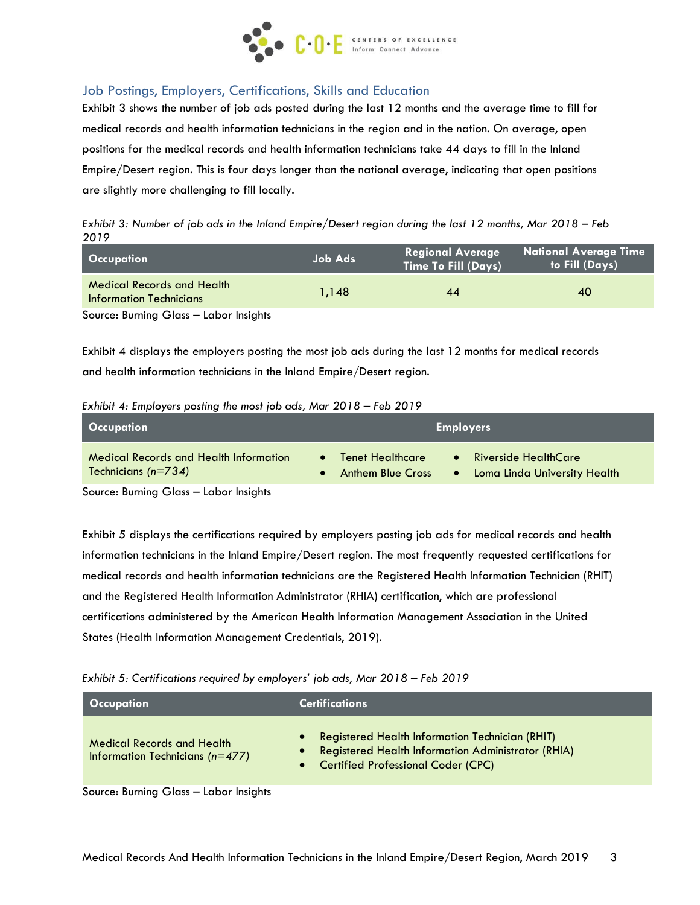## Job Postings, Employers, Certifications, Skills and Education

Exhibit 3 shows the number of job ads posted during the last 12 months and the average time to fill for medical records and health information technicians in the region and in the nation. On average, open positions for the medical records and health information technicians take 44 days to fill in the Inland Empire/Desert region. This is four days longer than the national average, indicating that open positions are slightly more challenging to fill locally.

*Exhibit 3: Number of job ads in the Inland Empire/Desert region during the last 12 months, Mar 2018 – Feb 2019*

| Occupation | Job Ads | Regional Average Time To Fill (Days) | National Average Time to Fill (Days) |
|---|---|---|---|
| Medical Records and Health Information Technicians | 1,148 | 44 | 40 |

Source: Burning Glass – Labor Insights

Exhibit 4 displays the employers posting the most job ads during the last 12 months for medical records and health information technicians in the Inland Empire/Desert region.

*Exhibit 4: Employers posting the most job ads, Mar 2018 – Feb 2019*

| Occupation | Employers |
|---|---|
| Medical Records and Health Information Technicians *(n=734)* | • Tenet Healthcare<br>• Anthem Blue Cross<br>• Riverside HealthCare<br>• Loma Linda University Health |

Source: Burning Glass – Labor Insights

Exhibit 5 displays the certifications required by employers posting job ads for medical records and health information technicians in the Inland Empire/Desert region. The most frequently requested certifications for medical records and health information technicians are the Registered Health Information Technician (RHIT) and the Registered Health Information Administrator (RHIA) certification, which are professional certifications administered by the American Health Information Management Association in the United States (Health Information Management Credentials, 2019).

*Exhibit 5: Certifications required by employers' job ads, Mar 2018 – Feb 2019*

| Occupation | Certifications |
|---|---|
| Medical Records and Health Information Technicians *(n=477)* | • Registered Health Information Technician (RHIT)<br>• Registered Health Information Administrator (RHIA)<br>• Certified Professional Coder (CPC) |

Source: Burning Glass – Labor Insights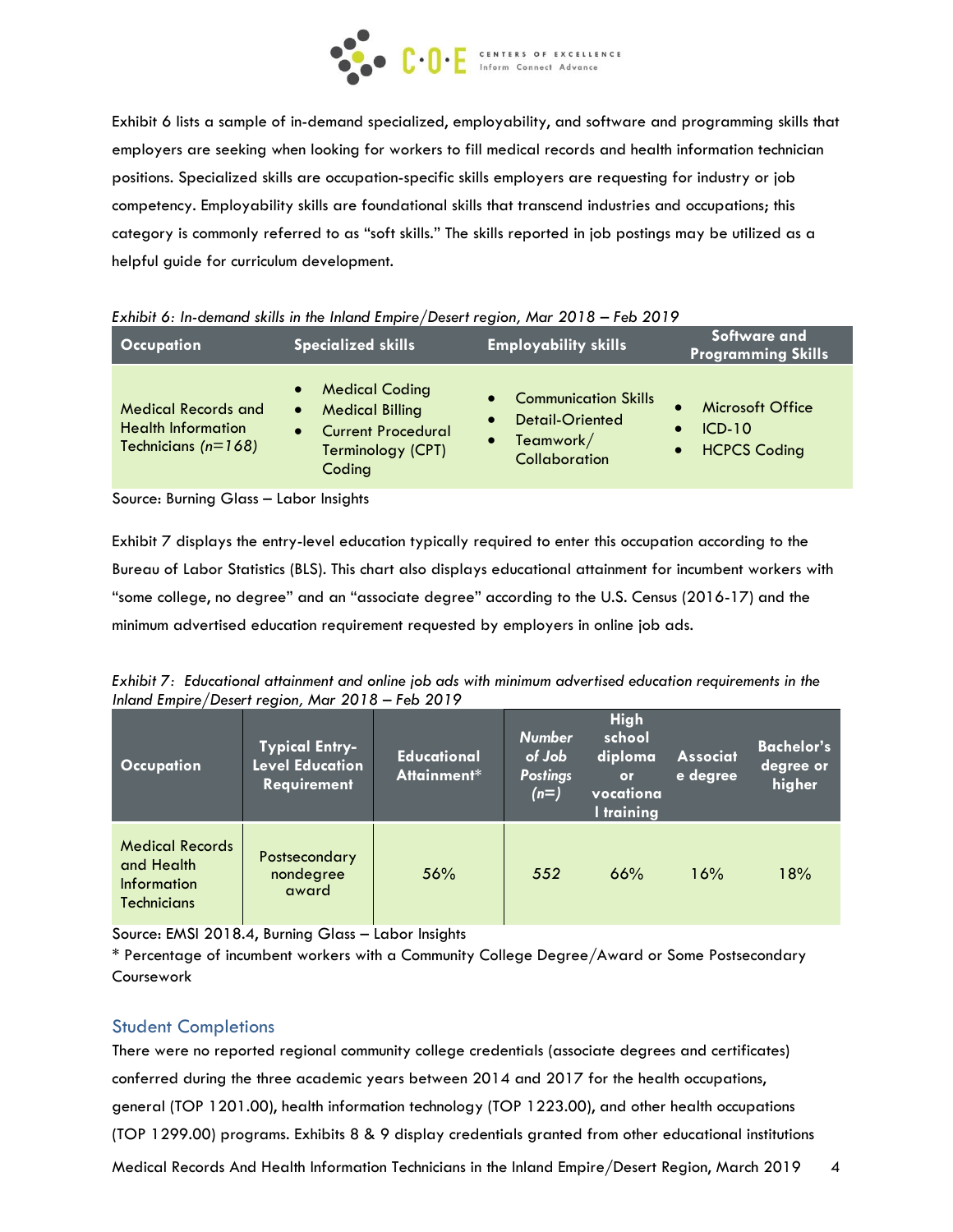Exhibit 6 lists a sample of in-demand specialized, employability, and software and programming skills that employers are seeking when looking for workers to fill medical records and health information technician positions. Specialized skills are occupation-specific skills employers are requesting for industry or job competency. Employability skills are foundational skills that transcend industries and occupations; this category is commonly referred to as "soft skills." The skills reported in job postings may be utilized as a helpful guide for curriculum development.

*Exhibit 6: In-demand skills in the Inland Empire/Desert region, Mar 2018 – Feb 2019*

| Occupation | Specialized skills | Employability skills | Software and Programming Skills |
|---|---|---|---|
| Medical Records and Health Information Technicians *(n=168)* | • Medical Coding<br>• Medical Billing<br>• Current Procedural Terminology (CPT) Coding | • Communication Skills<br>• Detail-Oriented<br>• Teamwork/ Collaboration | • Microsoft Office<br>• ICD-10<br>• HCPCS Coding |

Source: Burning Glass – Labor Insights

Exhibit 7 displays the entry-level education typically required to enter this occupation according to the Bureau of Labor Statistics (BLS). This chart also displays educational attainment for incumbent workers with "some college, no degree" and an "associate degree" according to the U.S. Census (2016-17) and the minimum advertised education requirement requested by employers in online job ads.

*Exhibit 7: Educational attainment and online job ads with minimum advertised education requirements in the Inland Empire/Desert region, Mar 2018 – Feb 2019*

| Occupation | Typical Entry-Level Education Requirement | Educational Attainment* | *Number of Job Postings (n=)* | High school diploma or vocational training | Associate degree | Bachelor's degree or higher |
|---|---|---|---|---|---|---|
| Medical Records and Health Information Technicians | Postsecondary nondegree award | 56% | 552 | 66% | 16% | 18% |

Source: EMSI 2018.4, Burning Glass – Labor Insights

* Percentage of incumbent workers with a Community College Degree/Award or Some Postsecondary Coursework

## Student Completions

There were no reported regional community college credentials (associate degrees and certificates) conferred during the three academic years between 2014 and 2017 for the health occupations, general (TOP 1201.00), health information technology (TOP 1223.00), and other health occupations (TOP 1299.00) programs. Exhibits 8 & 9 display credentials granted from other educational institutions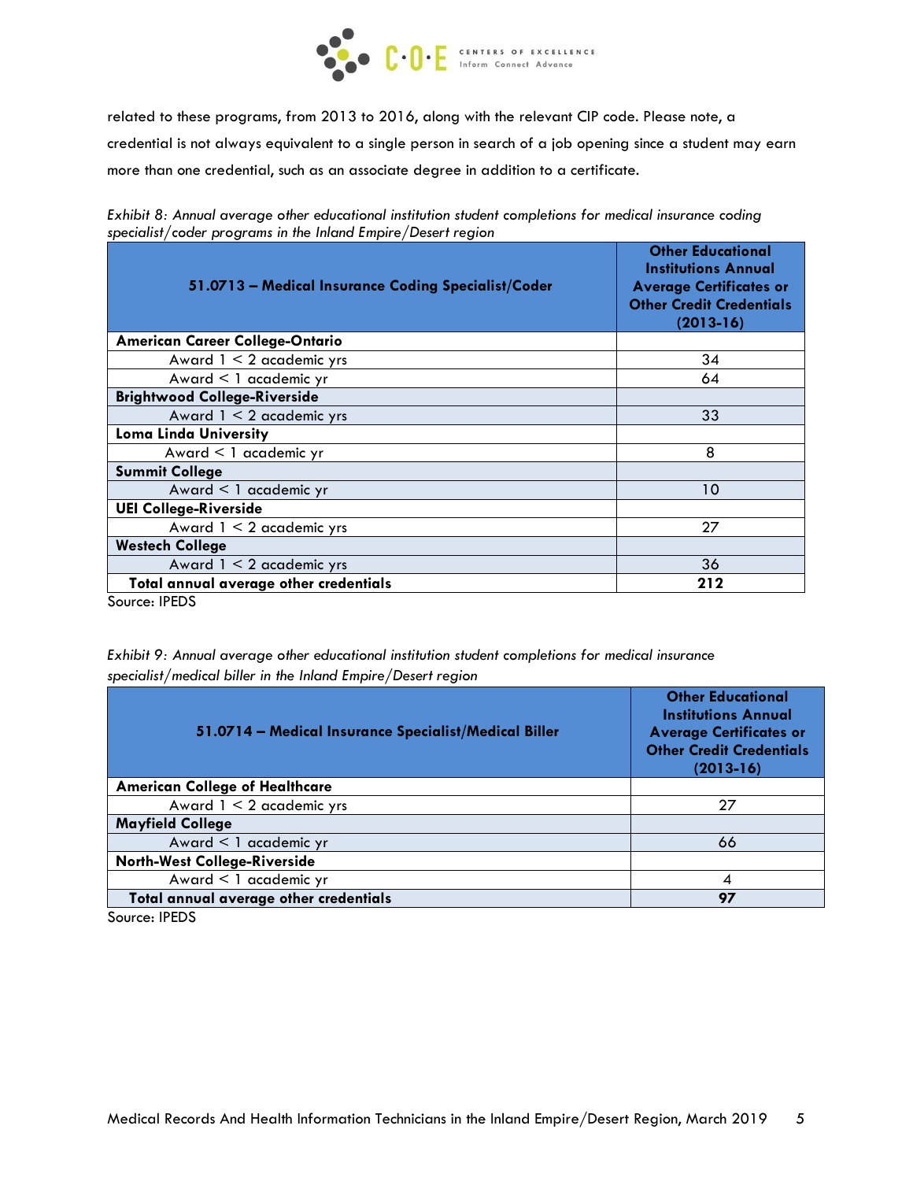related to these programs, from 2013 to 2016, along with the relevant CIP code. Please note, a credential is not always equivalent to a single person in search of a job opening since a student may earn more than one credential, such as an associate degree in addition to a certificate.

*Exhibit 8: Annual average other educational institution student completions for medical insurance coding specialist/coder programs in the Inland Empire/Desert region*

| 51.0713 – Medical Insurance Coding Specialist/Coder | Other Educational Institutions Annual Average Certificates or Other Credit Credentials (2013-16) |
|---|---|
| **American Career College-Ontario** | |
| Award 1 < 2 academic yrs | 34 |
| Award < 1 academic yr | 64 |
| **Brightwood College-Riverside** | |
| Award 1 < 2 academic yrs | 33 |
| **Loma Linda University** | |
| Award < 1 academic yr | 8 |
| **Summit College** | |
| Award < 1 academic yr | 10 |
| **UEI College-Riverside** | |
| Award 1 < 2 academic yrs | 27 |
| **Westech College** | |
| Award 1 < 2 academic yrs | 36 |
| **Total annual average other credentials** | **212** |

Source: IPEDS

*Exhibit 9: Annual average other educational institution student completions for medical insurance specialist/medical biller in the Inland Empire/Desert region*

| 51.0714 – Medical Insurance Specialist/Medical Biller | Other Educational Institutions Annual Average Certificates or Other Credit Credentials (2013-16) |
|---|---|
| **American College of Healthcare** | |
| Award 1 < 2 academic yrs | 27 |
| **Mayfield College** | |
| Award < 1 academic yr | 66 |
| **North-West College-Riverside** | |
| Award < 1 academic yr | 4 |
| **Total annual average other credentials** | **97** |

Source: IPEDS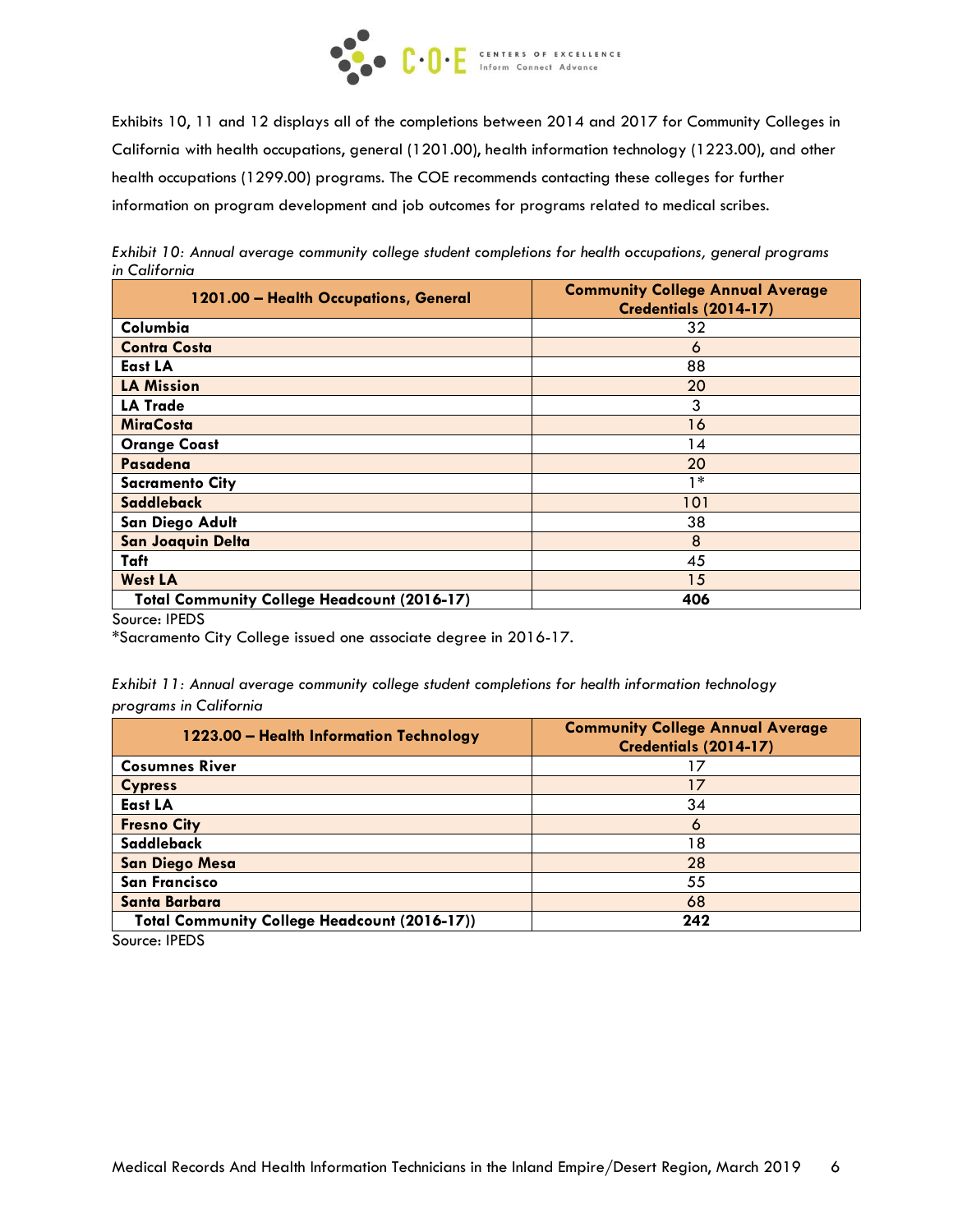Exhibits 10, 11 and 12 displays all of the completions between 2014 and 2017 for Community Colleges in California with health occupations, general (1201.00), health information technology (1223.00), and other health occupations (1299.00) programs. The COE recommends contacting these colleges for further information on program development and job outcomes for programs related to medical scribes.

*Exhibit 10: Annual average community college student completions for health occupations, general programs in California*

| 1201.00 – Health Occupations, General | Community College Annual Average Credentials (2014-17) |
|---|---|
| Columbia | 32 |
| Contra Costa | 6 |
| East LA | 88 |
| LA Mission | 20 |
| LA Trade | 3 |
| MiraCosta | 16 |
| Orange Coast | 14 |
| Pasadena | 20 |
| Sacramento City | 1* |
| Saddleback | 101 |
| San Diego Adult | 38 |
| San Joaquin Delta | 8 |
| Taft | 45 |
| West LA | 15 |
| **Total Community College Headcount (2016-17)** | **406** |

Source: IPEDS

*Sacramento City College issued one associate degree in 2016-17.

*Exhibit 11: Annual average community college student completions for health information technology programs in California*

| 1223.00 – Health Information Technology | Community College Annual Average Credentials (2014-17) |
|---|---|
| Cosumnes River | 17 |
| Cypress | 17 |
| East LA | 34 |
| Fresno City | 6 |
| Saddleback | 18 |
| San Diego Mesa | 28 |
| San Francisco | 55 |
| Santa Barbara | 68 |
| **Total Community College Headcount (2016-17))** | **242** |

Source: IPEDS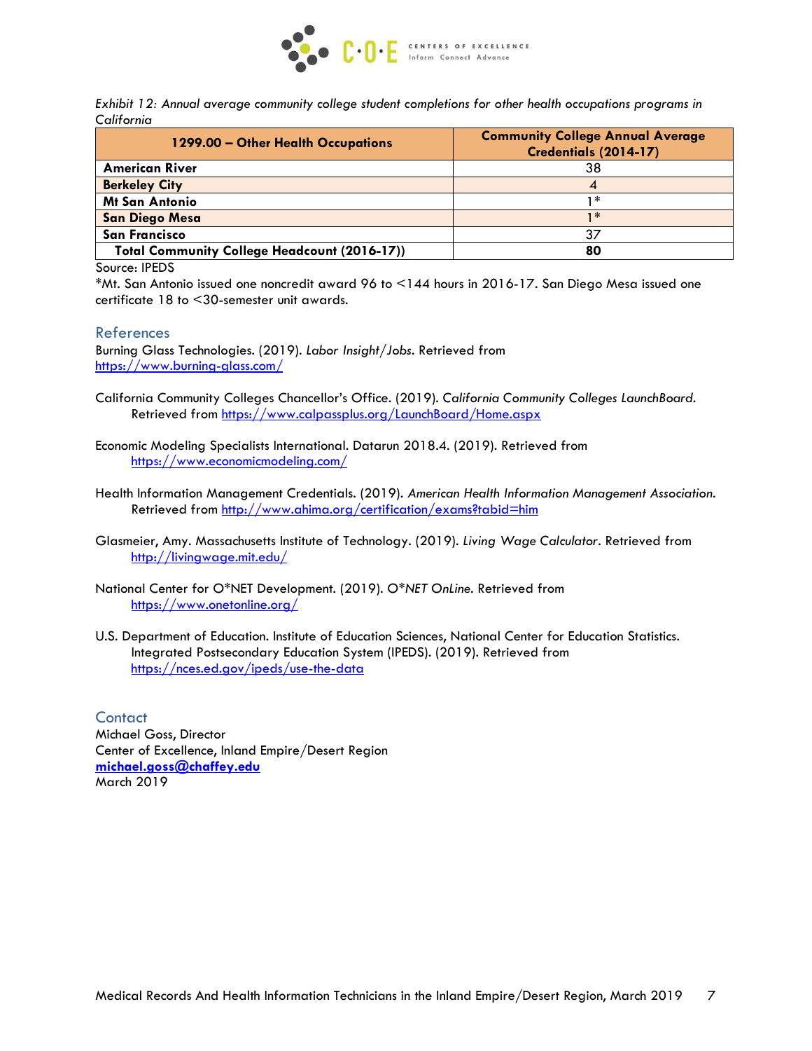*Exhibit 12: Annual average community college student completions for other health occupations programs in California*

| 1299.00 – Other Health Occupations | Community College Annual Average Credentials (2014-17) |
|---|---|
| **American River** | 38 |
| **Berkeley City** | 4 |
| **Mt San Antonio** | 1* |
| **San Diego Mesa** | 1* |
| **San Francisco** | 37 |
| **Total Community College Headcount (2016-17))** | **80** |

Source: IPEDS

*Mt. San Antonio issued one noncredit award 96 to <144 hours in 2016-17. San Diego Mesa issued one certificate 18 to <30-semester unit awards.

## References

Burning Glass Technologies. (2019). *Labor Insight/Jobs*. Retrieved from https://www.burning-glass.com/

California Community Colleges Chancellor's Office. (2019). *California Community Colleges LaunchBoard*. Retrieved from https://www.calpassplus.org/LaunchBoard/Home.aspx

Economic Modeling Specialists International. Datarun 2018.4. (2019). Retrieved from https://www.economicmodeling.com/

Health Information Management Credentials. (2019). *American Health Information Management Association*. Retrieved from http://www.ahima.org/certification/exams?tabid=him

Glasmeier, Amy. Massachusetts Institute of Technology. (2019). *Living Wage Calculator*. Retrieved from http://livingwage.mit.edu/

National Center for O*NET Development. (2019). *O*NET OnLine*. Retrieved from https://www.onetonline.org/

U.S. Department of Education. Institute of Education Sciences, National Center for Education Statistics. Integrated Postsecondary Education System (IPEDS). (2019). Retrieved from https://nces.ed.gov/ipeds/use-the-data

## Contact

Michael Goss, Director
Center of Excellence, Inland Empire/Desert Region
**michael.goss@chaffey.edu**
March 2019